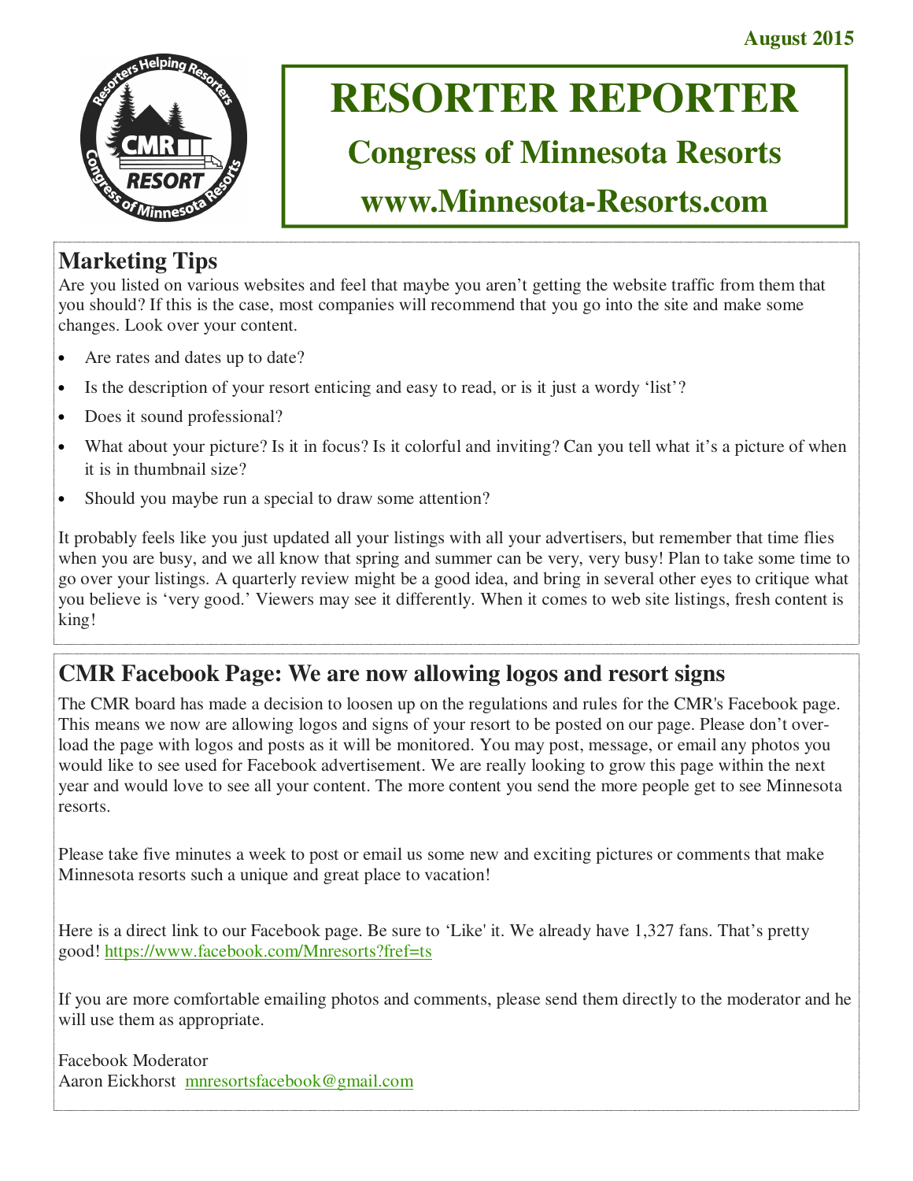August 2015

# RESORTER REPORTER

## Congress of Minnesota Resorts

## www.Minnesota-Resorts.com

## Marketing Tips

Are you listed on various websites and feel that maybe you aren't getting the website traffic from them that you should? If this is the case, most companies will recommend that you go into the site and make some changes. Look over your content.

- Are rates and dates up to date?
- Is the description of your resort enticing and easy to read, or is it just a wordy 'list'?
- Does it sound professional?
- What about your picture? Is it in focus? Is it colorful and inviting? Can you tell what it's a picture of when it is in thumbnail size?
- Should you maybe run a special to draw some attention?

It probably feels like you just updated all your listings with all your advertisers, but remember that time flies when you are busy, and we all know that spring and summer can be very, very busy! Plan to take some time to go over your listings. A quarterly review might be a good idea, and bring in several other eyes to critique what you believe is 'very good.' Viewers may see it differently. When it comes to web site listings, fresh content is king!

## CMR Facebook Page: We are now allowing logos and resort signs

The CMR board has made a decision to loosen up on the regulations and rules for the CMR's Facebook page. This means we now are allowing logos and signs of your resort to be posted on our page. Please don't over-load the page with logos and posts as it will be monitored. You may post, message, or email any photos you would like to see used for Facebook advertisement. We are really looking to grow this page within the next year and would love to see all your content. The more content you send the more people get to see Minnesota resorts.

Please take five minutes a week to post or email us some new and exciting pictures or comments that make Minnesota resorts such a unique and great place to vacation!

Here is a direct link to our Facebook page. Be sure to 'Like' it. We already have 1,327 fans. That's pretty good! https://www.facebook.com/Mnresorts?fref=ts

If you are more comfortable emailing photos and comments, please send them directly to the moderator and he will use them as appropriate.

Facebook Moderator
Aaron Eickhorst mnresortsfacebook@gmail.com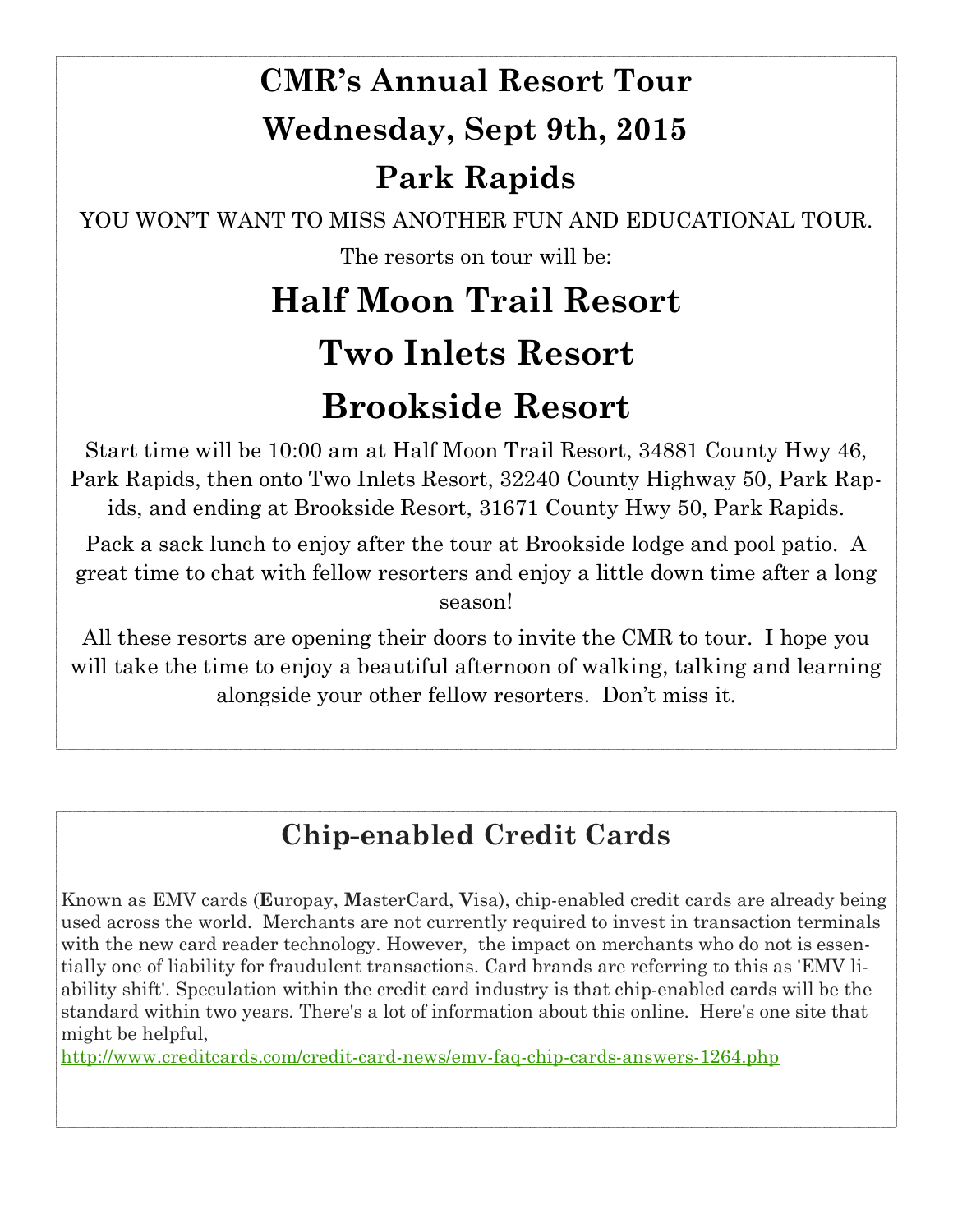# CMR's Annual Resort Tour

# Wednesday, Sept 9th, 2015

# Park Rapids

YOU WON'T WANT TO MISS ANOTHER FUN AND EDUCATIONAL TOUR.

The resorts on tour will be:

## Half Moon Trail Resort

## Two Inlets Resort

## Brookside Resort

Start time will be 10:00 am at Half Moon Trail Resort, 34881 County Hwy 46, Park Rapids, then onto Two Inlets Resort, 32240 County Highway 50, Park Rapids, and ending at Brookside Resort, 31671 County Hwy 50, Park Rapids.

Pack a sack lunch to enjoy after the tour at Brookside lodge and pool patio. A great time to chat with fellow resorters and enjoy a little down time after a long season!

All these resorts are opening their doors to invite the CMR to tour. I hope you will take the time to enjoy a beautiful afternoon of walking, talking and learning alongside your other fellow resorters. Don't miss it.

## Chip-enabled Credit Cards

Known as EMV cards (**E**uropay, **M**asterCard, **V**isa), chip-enabled credit cards are already being used across the world. Merchants are not currently required to invest in transaction terminals with the new card reader technology. However, the impact on merchants who do not is essentially one of liability for fraudulent transactions. Card brands are referring to this as 'EMV liability shift'. Speculation within the credit card industry is that chip-enabled cards will be the standard within two years. There's a lot of information about this online. Here's one site that might be helpful,

http://www.creditcards.com/credit-card-news/emv-faq-chip-cards-answers-1264.php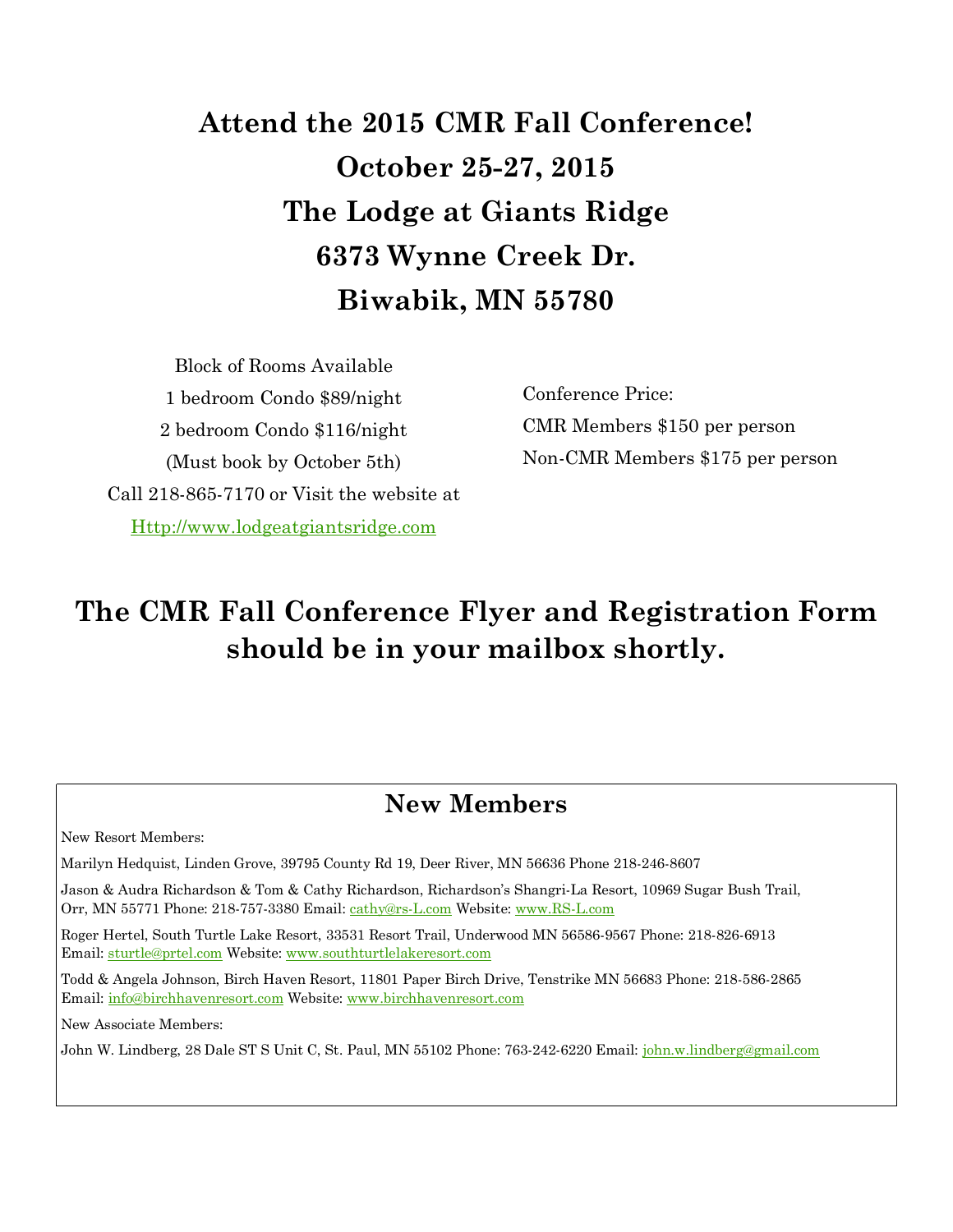# Attend the 2015 CMR Fall Conference!

# October 25-27, 2015

# The Lodge at Giants Ridge

# 6373 Wynne Creek Dr.

# Biwabik, MN 55780

Block of Rooms Available
1 bedroom Condo $89/night
2 bedroom Condo $116/night
(Must book by October 5th)
Call 218-865-7170 or Visit the website at
Http://www.lodgeatgiantsridge.com

Conference Price:
CMR Members $150 per person
Non-CMR Members $175 per person

## The CMR Fall Conference Flyer and Registration Form should be in your mailbox shortly.

## New Members

New Resort Members:

Marilyn Hedquist, Linden Grove, 39795 County Rd 19, Deer River, MN 56636 Phone 218-246-8607

Jason & Audra Richardson & Tom & Cathy Richardson, Richardson's Shangri-La Resort, 10969 Sugar Bush Trail, Orr, MN 55771 Phone: 218-757-3380 Email: cathy@rs-L.com Website: www.RS-L.com

Roger Hertel, South Turtle Lake Resort, 33531 Resort Trail, Underwood MN 56586-9567 Phone: 218-826-6913 Email: sturtle@prtel.com Website: www.southturtlelakeresort.com

Todd & Angela Johnson, Birch Haven Resort, 11801 Paper Birch Drive, Tenstrike MN 56683 Phone: 218-586-2865 Email: info@birchhavenresort.com Website: www.birchhavenresort.com

New Associate Members:

John W. Lindberg, 28 Dale ST S Unit C, St. Paul, MN 55102 Phone: 763-242-6220 Email: john.w.lindberg@gmail.com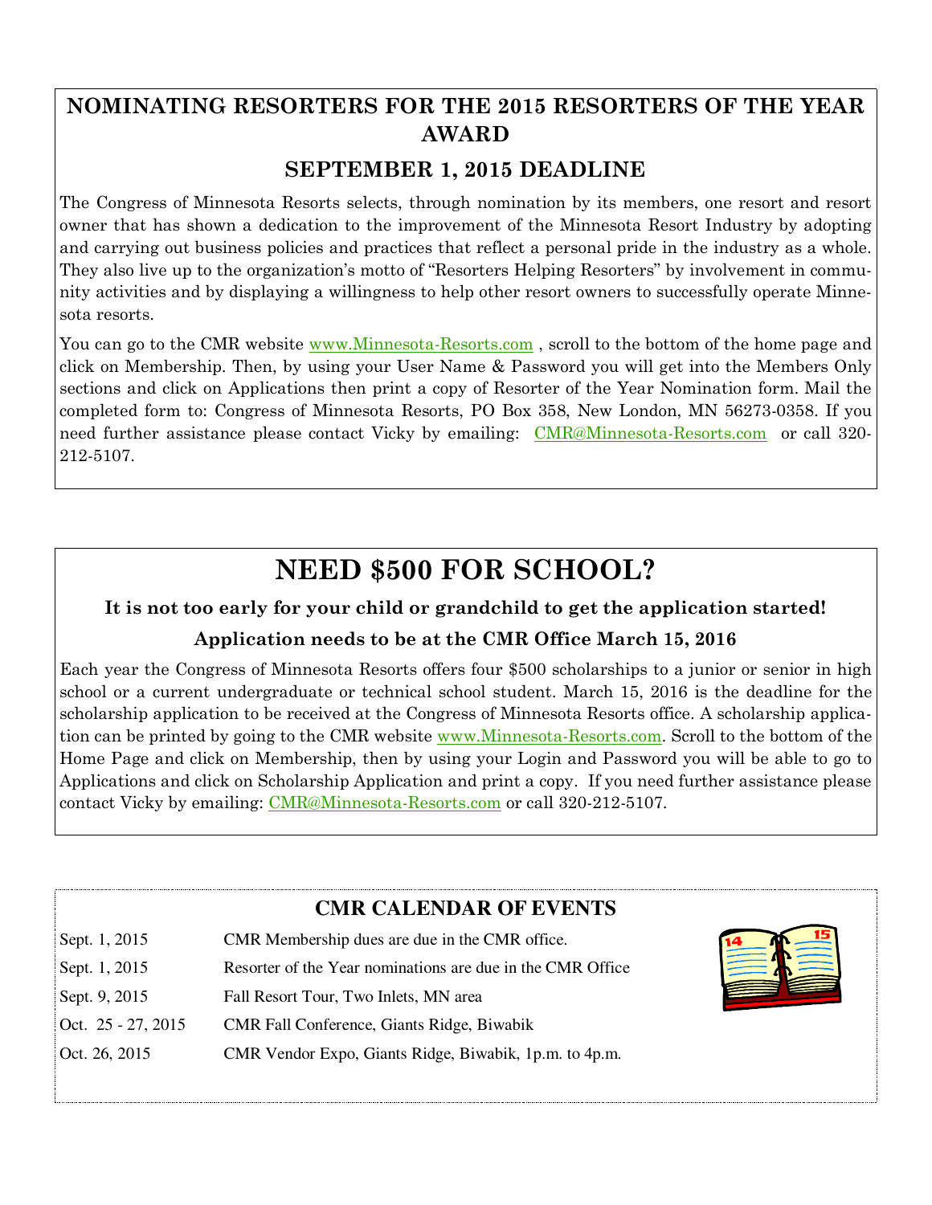## NOMINATING RESORTERS FOR THE 2015 RESORTERS OF THE YEAR AWARD

### SEPTEMBER 1, 2015 DEADLINE

The Congress of Minnesota Resorts selects, through nomination by its members, one resort and resort owner that has shown a dedication to the improvement of the Minnesota Resort Industry by adopting and carrying out business policies and practices that reflect a personal pride in the industry as a whole. They also live up to the organization's motto of "Resorters Helping Resorters" by involvement in community activities and by displaying a willingness to help other resort owners to successfully operate Minnesota resorts.

You can go to the CMR website www.Minnesota-Resorts.com , scroll to the bottom of the home page and click on Membership. Then, by using your User Name & Password you will get into the Members Only sections and click on Applications then print a copy of Resorter of the Year Nomination form. Mail the completed form to: Congress of Minnesota Resorts, PO Box 358, New London, MN 56273-0358. If you need further assistance please contact Vicky by emailing: CMR@Minnesota-Resorts.com or call 320-212-5107.

## NEED $500 FOR SCHOOL?

**It is not too early for your child or grandchild to get the application started!**

**Application needs to be at the CMR Office March 15, 2016**

Each year the Congress of Minnesota Resorts offers four $500 scholarships to a junior or senior in high school or a current undergraduate or technical school student. March 15, 2016 is the deadline for the scholarship application to be received at the Congress of Minnesota Resorts office. A scholarship application can be printed by going to the CMR website www.Minnesota-Resorts.com. Scroll to the bottom of the Home Page and click on Membership, then by using your Login and Password you will be able to go to Applications and click on Scholarship Application and print a copy. If you need further assistance please contact Vicky by emailing: CMR@Minnesota-Resorts.com or call 320-212-5107.

## CMR CALENDAR OF EVENTS

| Date | Event |
|---|---|
| Sept. 1, 2015 | CMR Membership dues are due in the CMR office. |
| Sept. 1, 2015 | Resorter of the Year nominations are due in the CMR Office |
| Sept. 9, 2015 | Fall Resort Tour, Two Inlets, MN area |
| Oct. 25 - 27, 2015 | CMR Fall Conference, Giants Ridge, Biwabik |
| Oct. 26, 2015 | CMR Vendor Expo, Giants Ridge, Biwabik, 1p.m. to 4p.m. |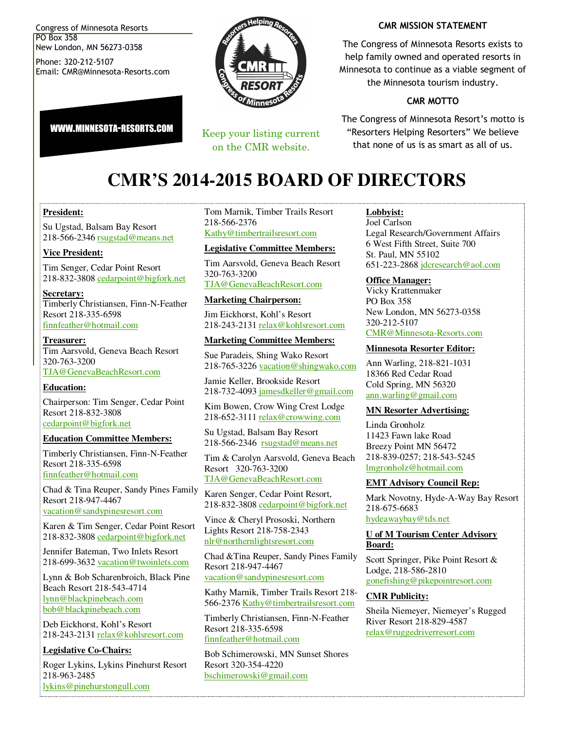Congress of Minnesota Resorts
PO Box 358
New London, MN 56273-0358

Phone: 320-212-5107
Email: CMR@Minnesota-Resorts.com

**WWW.MINNESOTA-RESORTS.COM**

Keep your listing current on the CMR website.

**CMR MISSION STATEMENT**

The Congress of Minnesota Resorts exists to help family owned and operated resorts in Minnesota to continue as a viable segment of the Minnesota tourism industry.

**CMR MOTTO**

The Congress of Minnesota Resort's motto is "Resorters Helping Resorters" We believe that none of us is as smart as all of us.

# CMR'S 2014-2015 BOARD OF DIRECTORS

**President:**

Su Ugstad, Balsam Bay Resort
218-566-2346 rsugstad@means.net

**Vice President:**

Tim Senger, Cedar Point Resort
218-832-3808 cedarpoint@bigfork.net

**Secretary:**
Timberly Christiansen, Finn-N-Feather Resort 218-335-6598
finnfeather@hotmail.com

**Treasurer:**
Tim Aarsvold, Geneva Beach Resort
320-763-3200
TJA@GenevaBeachResort.com

**Education:**

Chairperson: Tim Senger, Cedar Point Resort 218-832-3808
cedarpoint@bigfork.net

**Education Committee Members:**

Timberly Christiansen, Finn-N-Feather Resort 218-335-6598
finnfeather@hotmail.com

Chad & Tina Reuper, Sandy Pines Family Resort 218-947-4467
vacation@sandypinesresort.com

Karen & Tim Senger, Cedar Point Resort
218-832-3808 cedarpoint@bigfork.net

Jennifer Bateman, Two Inlets Resort
218-699-3632 vacation@twoinlets.com

Lynn & Bob Scharenbroich, Black Pine Beach Resort 218-543-4714
lynn@blackpinebeach.com
bob@blackpinebeach.com

Deb Eickhorst, Kohl's Resort
218-243-2131 relax@kohlsresort.com

**Legislative Co-Chairs:**

Roger Lykins, Lykins Pinehurst Resort
218-963-2485
lykins@pinehurstongull.com

Tom Marnik, Timber Trails Resort
218-566-2376
Kathy@timbertrailsresort.com

**Legislative Committee Members:**

Tim Aarsvold, Geneva Beach Resort
320-763-3200
TJA@GenevaBeachResort.com

**Marketing Chairperson:**

Jim Eickhorst, Kohl's Resort
218-243-2131 relax@kohlsresort.com

**Marketing Committee Members:**

Sue Paradeis, Shing Wako Resort
218-765-3226 vacation@shingwako.com

Jamie Keller, Brookside Resort
218-732-4093 jamesdkeller@gmail.com

Kim Bowen, Crow Wing Crest Lodge
218-652-3111 relax@crowwing.com

Su Ugstad, Balsam Bay Resort
218-566-2346 rsugstad@means.net

Tim & Carolyn Aarsvold, Geneva Beach Resort 320-763-3200
TJA@GenevaBeachResort.com

Karen Senger, Cedar Point Resort,
218-832-3808 cedarpoint@bigfork.net

Vince & Cheryl Prososki, Northern Lights Resort 218-758-2343
nlr@northernlightsresort.com

Chad &Tina Reuper, Sandy Pines Family Resort 218-947-4467
vacation@sandypinesresort.com

Kathy Marnik, Timber Trails Resort 218-566-2376 Kathy@timbertrailsresort.com

Timberly Christiansen, Finn-N-Feather Resort 218-335-6598
finnfeather@hotmail.com

Bob Schimerowski, MN Sunset Shores Resort 320-354-4220
bschimerowski@gmail.com

**Lobbyist:**
Joel Carlson
Legal Research/Government Affairs
6 West Fifth Street, Suite 700
St. Paul, MN 55102
651-223-2868 jdcresearch@aol.com

**Office Manager:**
Vicky Krattenmaker
PO Box 358
New London, MN 56273-0358
320-212-5107
CMR@Minnesota-Resorts.com

**Minnesota Resorter Editor:**

Ann Warling, 218-821-1031
18366 Red Cedar Road
Cold Spring, MN 56320
ann.warling@gmail.com

**MN Resorter Advertising:**

Linda Gronholz
11423 Fawn lake Road
Breezy Point MN 56472
218-839-0257; 218-543-5245
lmgronholz@hotmail.com

**EMT Advisory Council Rep:**

Mark Novotny, Hyde-A-Way Bay Resort
218-675-6683
hydeawaybay@tds.net

**U of M Tourism Center Advisory Board:**

Scott Springer, Pike Point Resort & Lodge, 218-586-2810
gonefishing@pikepointresort.com

**CMR Publicity:**

Sheila Niemeyer, Niemeyer's Rugged River Resort 218-829-4587
relax@ruggedriverresort.com